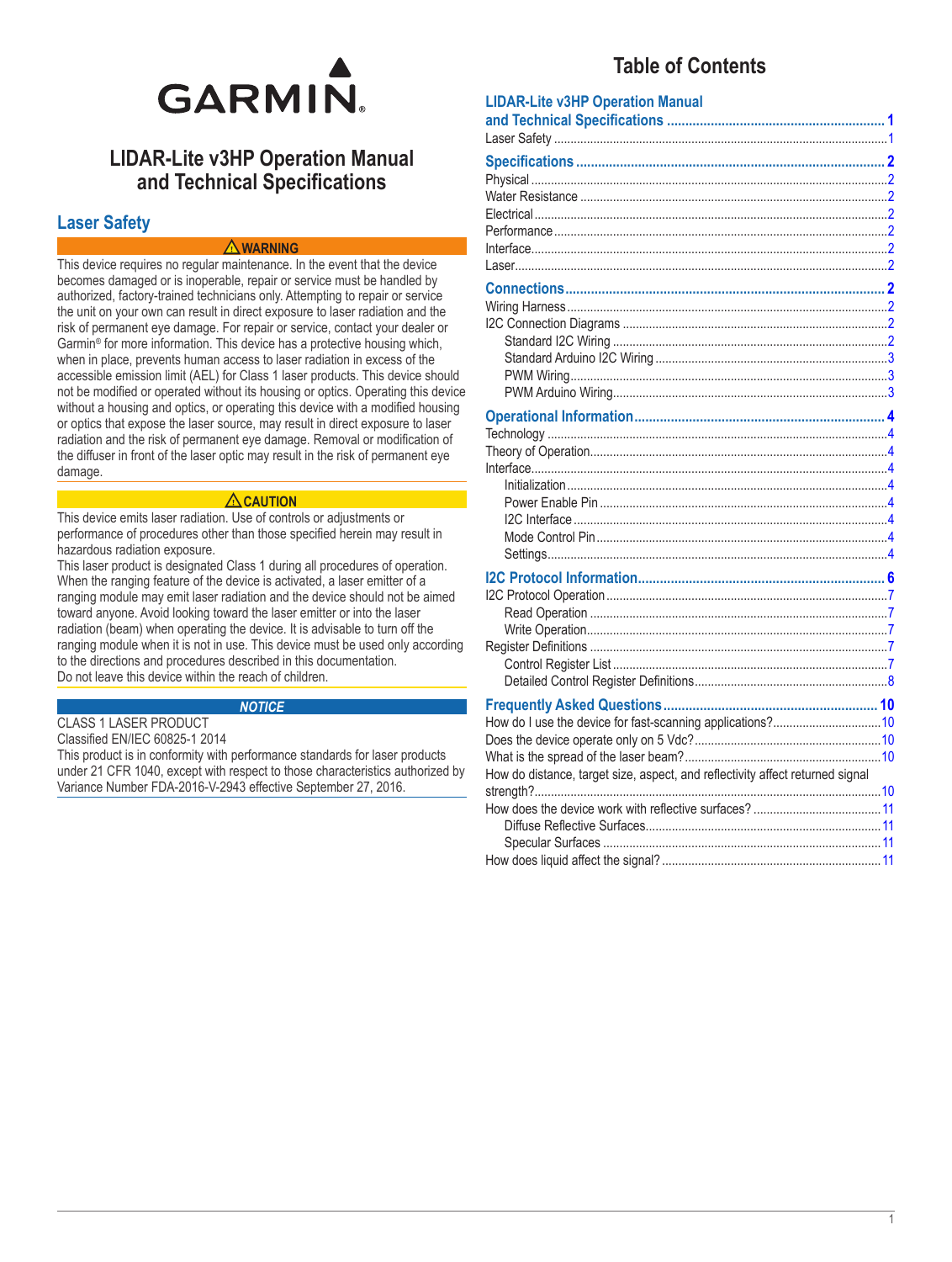GARMIN.

# LIDAR-Lite v3HP Operation Manual and Technical Specifications

## Laser Safety

**⚠ WARNING**

This device requires no regular maintenance. In the event that the device becomes damaged or is inoperable, repair or service must be handled by authorized, factory-trained technicians only. Attempting to repair or service the unit on your own can result in direct exposure to laser radiation and the risk of permanent eye damage. For repair or service, contact your dealer or Garmin® for more information. This device has a protective housing which, when in place, prevents human access to laser radiation in excess of the accessible emission limit (AEL) for Class 1 laser products. This device should not be modified or operated without its housing or optics. Operating this device without a housing and optics, or operating this device with a modified housing or optics that expose the laser source, may result in direct exposure to laser radiation and the risk of permanent eye damage. Removal or modification of the diffuser in front of the laser optic may result in the risk of permanent eye damage.

**⚠ CAUTION**

This device emits laser radiation. Use of controls or adjustments or performance of procedures other than those specified herein may result in hazardous radiation exposure.

This laser product is designated Class 1 during all procedures of operation. When the ranging feature of the device is activated, a laser emitter of a ranging module may emit laser radiation and the device should not be aimed toward anyone. Avoid looking toward the laser emitter or into the laser radiation (beam) when operating the device. It is advisable to turn off the ranging module when it is not in use. This device must be used only according to the directions and procedures described in this documentation.

Do not leave this device within the reach of children.

***NOTICE***

CLASS 1 LASER PRODUCT

Classified EN/IEC 60825-1 2014

This product is in conformity with performance standards for laser products under 21 CFR 1040, except with respect to those characteristics authorized by Variance Number FDA-2016-V-2943 effective September 27, 2016.

# Table of Contents

**LIDAR-Lite v3HP Operation Manual and Technical Specifications** ........ 1
- Laser Safety ........ 1

**Specifications** ........ 2
- Physical ........ 2
- Water Resistance ........ 2
- Electrical ........ 2
- Performance ........ 2
- Interface ........ 2
- Laser ........ 2

**Connections** ........ 2
- Wiring Harness ........ 2
- I2C Connection Diagrams ........ 2
  - Standard I2C Wiring ........ 2
  - Standard Arduino I2C Wiring ........ 3
  - PWM Wiring ........ 3
  - PWM Arduino Wiring ........ 3

**Operational Information** ........ 4
- Technology ........ 4
- Theory of Operation ........ 4
- Interface ........ 4
  - Initialization ........ 4
  - Power Enable Pin ........ 4
  - I2C Interface ........ 4
  - Mode Control Pin ........ 4
  - Settings ........ 4

**I2C Protocol Information** ........ 6
- I2C Protocol Operation ........ 7
  - Read Operation ........ 7
  - Write Operation ........ 7
- Register Definitions ........ 7
  - Control Register List ........ 7
  - Detailed Control Register Definitions ........ 8

**Frequently Asked Questions** ........ 10
- How do I use the device for fast-scanning applications? ........ 10
- Does the device operate only on 5 Vdc? ........ 10
- What is the spread of the laser beam? ........ 10
- How do distance, target size, aspect, and reflectivity affect returned signal strength? ........ 10
- How does the device work with reflective surfaces? ........ 11
  - Diffuse Reflective Surfaces ........ 11
  - Specular Surfaces ........ 11
- How does liquid affect the signal? ........ 11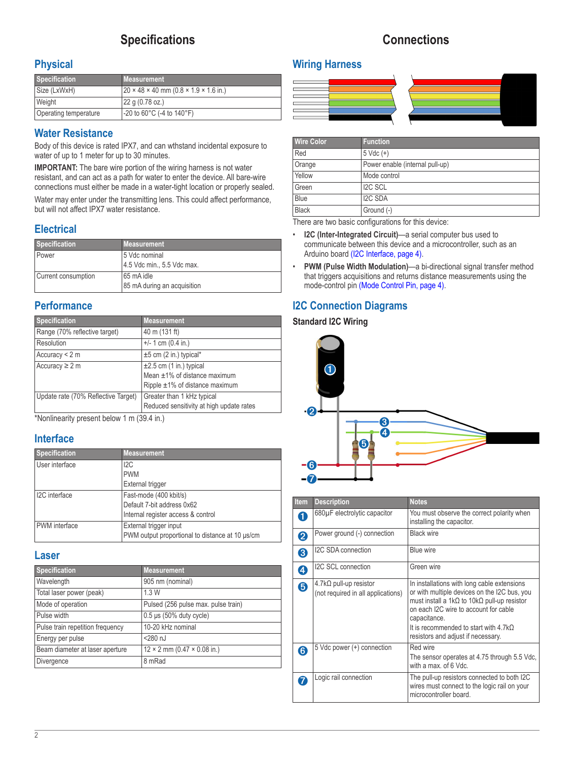# Specifications

## Physical

| Specification | Measurement |
|---|---|
| Size (LxWxH) | 20 × 48 × 40 mm (0.8 × 1.9 × 1.6 in.) |
| Weight | 22 g (0.78 oz.) |
| Operating temperature | -20 to 60°C (-4 to 140°F) |

## Water Resistance

Body of this device is rated IPX7, and can wthstand incidental exposure to water of up to 1 meter for up to 30 minutes.

**IMPORTANT:** The bare wire portion of the wiring harness is not water resistant, and can act as a path for water to enter the device. All bare-wire connections must either be made in a water-tight location or properly sealed.

Water may enter under the transmitting lens. This could affect performance, but will not affect IPX7 water resistance.

## Electrical

| Specification | Measurement |
|---|---|
| Power | 5 Vdc nominal<br>4.5 Vdc min., 5.5 Vdc max. |
| Current consumption | 65 mA idle<br>85 mA during an acquisition |

## Performance

| Specification | Measurement |
|---|---|
| Range (70% reflective target) | 40 m (131 ft) |
| Resolution | +/- 1 cm (0.4 in.) |
| Accuracy < 2 m | ±5 cm (2 in.) typical* |
| Accuracy ≥ 2 m | ±2.5 cm (1 in.) typical<br>Mean ±1% of distance maximum<br>Ripple ±1% of distance maximum |
| Update rate (70% Reflective Target) | Greater than 1 kHz typical<br>Reduced sensitivity at high update rates |

*Nonlinearity present below 1 m (39.4 in.)

## Interface

| Specification | Measurement |
|---|---|
| User interface | I2C<br>PWM<br>External trigger |
| I2C interface | Fast-mode (400 kbit/s)<br>Default 7-bit address 0x62<br>Internal register access & control |
| PWM interface | External trigger input<br>PWM output proportional to distance at 10 µs/cm |

## Laser

| Specification | Measurement |
|---|---|
| Wavelength | 905 nm (nominal) |
| Total laser power (peak) | 1.3 W |
| Mode of operation | Pulsed (256 pulse max. pulse train) |
| Pulse width | 0.5 µs (50% duty cycle) |
| Pulse train repetition frequency | 10-20 kHz nominal |
| Energy per pulse | <280 nJ |
| Beam diameter at laser aperture | 12 × 2 mm (0.47 × 0.08 in.) |
| Divergence | 8 mRad |

# Connections

## Wiring Harness

| Wire Color | Function |
|---|---|
| Red | 5 Vdc (+) |
| Orange | Power enable (internal pull-up) |
| Yellow | Mode control |
| Green | I2C SCL |
| Blue | I2C SDA |
| Black | Ground (-) |

There are two basic configurations for this device:

- **I2C (Inter-Integrated Circuit)**—a serial computer bus used to communicate between this device and a microcontroller, such as an Arduino board (I2C Interface, page 4).
- **PWM (Pulse Width Modulation)**—a bi-directional signal transfer method that triggers acquisitions and returns distance measurements using the mode-control pin (Mode Control Pin, page 4).

## I2C Connection Diagrams

### Standard I2C Wiring

| Item | Description | Notes |
|---|---|---|
| 1 | 680µF electrolytic capacitor | You must observe the correct polarity when installing the capacitor. |
| 2 | Power ground (-) connection | Black wire |
| 3 | I2C SDA connection | Blue wire |
| 4 | I2C SCL connection | Green wire |
| 5 | 4.7kΩ pull-up resistor<br>(not required in all applications) | In installations with long cable extensions or with multiple devices on the I2C bus, you must install a 1kΩ to 10kΩ pull-up resistor on each I2C wire to account for cable capacitance.<br>It is recommended to start with 4.7kΩ resistors and adjust if necessary. |
| 6 | 5 Vdc power (+) connection | Red wire<br>The sensor operates at 4.75 through 5.5 Vdc, with a max. of 6 Vdc. |
| 7 | Logic rail connection | The pull-up resistors connected to both I2C wires must connect to the logic rail on your microcontroller board. |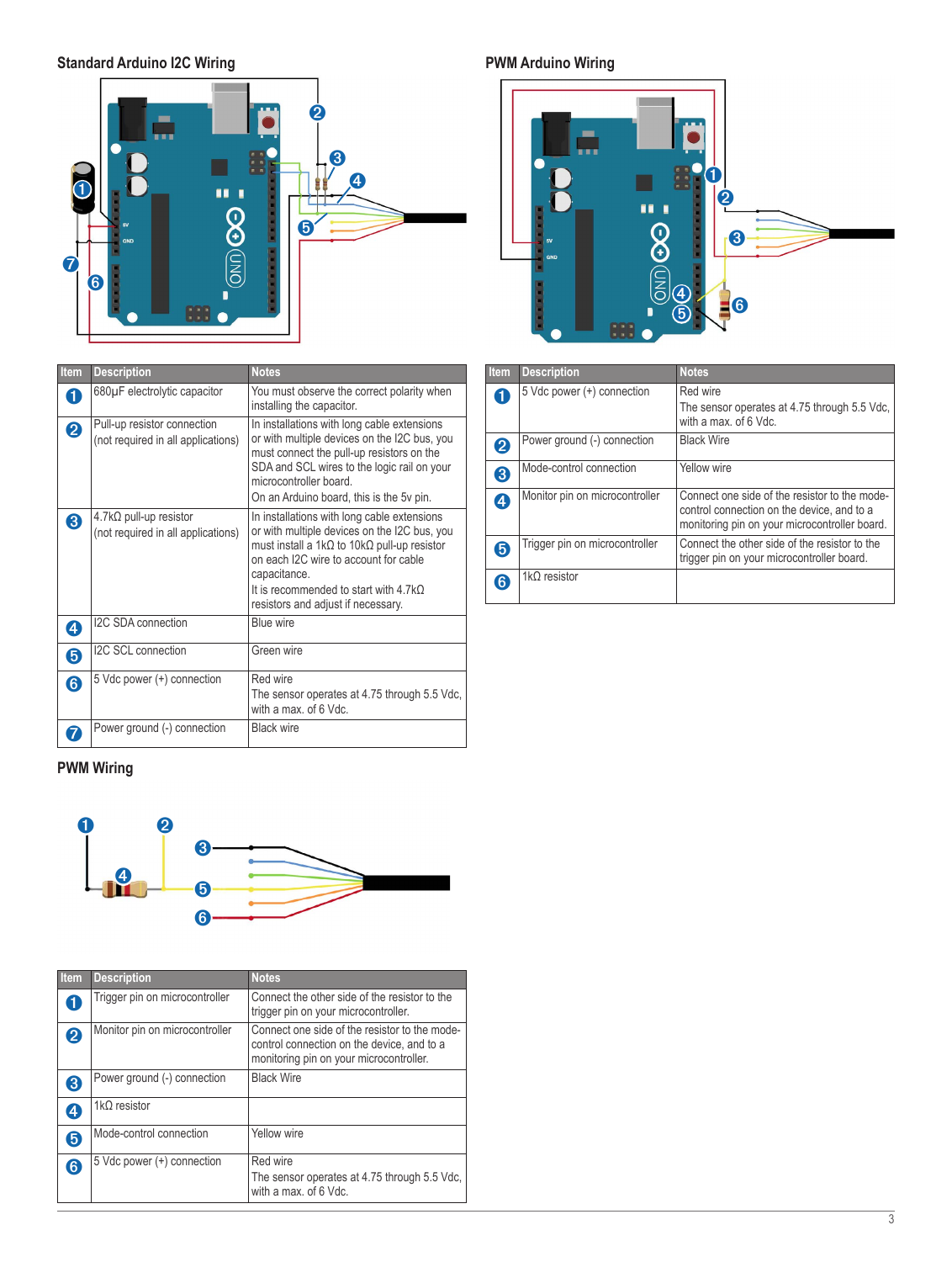## Standard Arduino I2C Wiring

| Item | Description | Notes |
|---|---|---|
| 1 | 680µF electrolytic capacitor | You must observe the correct polarity when installing the capacitor. |
| 2 | Pull-up resistor connection (not required in all applications) | In installations with long cable extensions or with multiple devices on the I2C bus, you must connect the pull-up resistors on the SDA and SCL wires to the logic rail on your microcontroller board. On an Arduino board, this is the 5v pin. |
| 3 | 4.7kΩ pull-up resistor (not required in all applications) | In installations with long cable extensions or with multiple devices on the I2C bus, you must install a 1kΩ to 10kΩ pull-up resistor on each I2C wire to account for cable capacitance. It is recommended to start with 4.7kΩ resistors and adjust if necessary. |
| 4 | I2C SDA connection | Blue wire |
| 5 | I2C SCL connection | Green wire |
| 6 | 5 Vdc power (+) connection | Red wire The sensor operates at 4.75 through 5.5 Vdc, with a max. of 6 Vdc. |
| 7 | Power ground (-) connection | Black wire |

## PWM Arduino Wiring

| Item | Description | Notes |
|---|---|---|
| 1 | 5 Vdc power (+) connection | Red wire The sensor operates at 4.75 through 5.5 Vdc, with a max. of 6 Vdc. |
| 2 | Power ground (-) connection | Black Wire |
| 3 | Mode-control connection | Yellow wire |
| 4 | Monitor pin on microcontroller | Connect one side of the resistor to the mode-control connection on the device, and to a monitoring pin on your microcontroller board. |
| 5 | Trigger pin on microcontroller | Connect the other side of the resistor to the trigger pin on your microcontroller board. |
| 6 | 1kΩ resistor | |

## PWM Wiring

| Item | Description | Notes |
|---|---|---|
| 1 | Trigger pin on microcontroller | Connect the other side of the resistor to the trigger pin on your microcontroller. |
| 2 | Monitor pin on microcontroller | Connect one side of the resistor to the mode-control connection on the device, and to a monitoring pin on your microcontroller. |
| 3 | Power ground (-) connection | Black Wire |
| 4 | 1kΩ resistor | |
| 5 | Mode-control connection | Yellow wire |
| 6 | 5 Vdc power (+) connection | Red wire The sensor operates at 4.75 through 5.5 Vdc, with a max. of 6 Vdc. |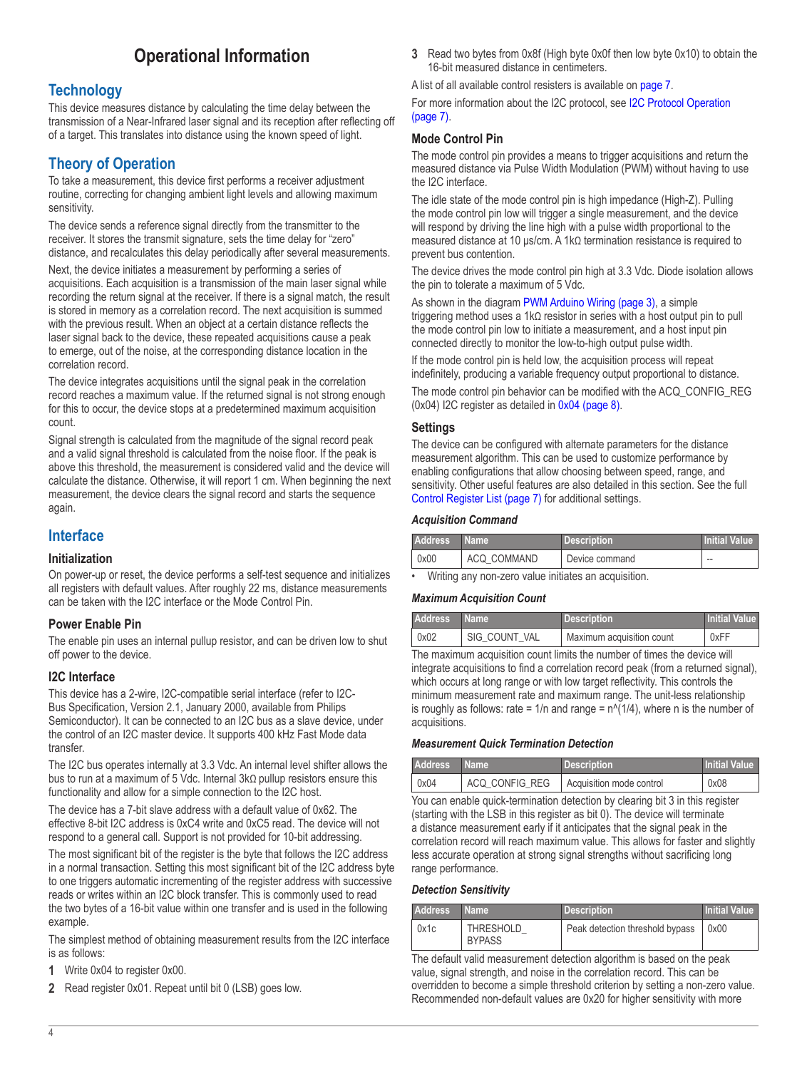# Operational Information

## Technology

This device measures distance by calculating the time delay between the transmission of a Near-Infrared laser signal and its reception after reflecting off of a target. This translates into distance using the known speed of light.

## Theory of Operation

To take a measurement, this device first performs a receiver adjustment routine, correcting for changing ambient light levels and allowing maximum sensitivity.

The device sends a reference signal directly from the transmitter to the receiver. It stores the transmit signature, sets the time delay for "zero" distance, and recalculates this delay periodically after several measurements.

Next, the device initiates a measurement by performing a series of acquisitions. Each acquisition is a transmission of the main laser signal while recording the return signal at the receiver. If there is a signal match, the result is stored in memory as a correlation record. The next acquisition is summed with the previous result. When an object at a certain distance reflects the laser signal back to the device, these repeated acquisitions cause a peak to emerge, out of the noise, at the corresponding distance location in the correlation record.

The device integrates acquisitions until the signal peak in the correlation record reaches a maximum value. If the returned signal is not strong enough for this to occur, the device stops at a predetermined maximum acquisition count.

Signal strength is calculated from the magnitude of the signal record peak and a valid signal threshold is calculated from the noise floor. If the peak is above this threshold, the measurement is considered valid and the device will calculate the distance. Otherwise, it will report 1 cm. When beginning the next measurement, the device clears the signal record and starts the sequence again.

## Interface

### Initialization

On power-up or reset, the device performs a self-test sequence and initializes all registers with default values. After roughly 22 ms, distance measurements can be taken with the I2C interface or the Mode Control Pin.

### Power Enable Pin

The enable pin uses an internal pullup resistor, and can be driven low to shut off power to the device.

### I2C Interface

This device has a 2-wire, I2C-compatible serial interface (refer to I2C-Bus Specification, Version 2.1, January 2000, available from Philips Semiconductor). It can be connected to an I2C bus as a slave device, under the control of an I2C master device. It supports 400 kHz Fast Mode data transfer.

The I2C bus operates internally at 3.3 Vdc. An internal level shifter allows the bus to run at a maximum of 5 Vdc. Internal 3kΩ pullup resistors ensure this functionality and allow for a simple connection to the I2C host.

The device has a 7-bit slave address with a default value of 0x62. The effective 8-bit I2C address is 0xC4 write and 0xC5 read. The device will not respond to a general call. Support is not provided for 10-bit addressing.

The most significant bit of the register is the byte that follows the I2C address in a normal transaction. Setting this most significant bit of the I2C address byte to one triggers automatic incrementing of the register address with successive reads or writes within an I2C block transfer. This is commonly used to read the two bytes of a 16-bit value within one transfer and is used in the following example.

The simplest method of obtaining measurement results from the I2C interface is as follows:

1. Write 0x04 to register 0x00.
2. Read register 0x01. Repeat until bit 0 (LSB) goes low.
3. Read two bytes from 0x8f (High byte 0x0f then low byte 0x10) to obtain the 16-bit measured distance in centimeters.

A list of all available control resisters is available on page 7.

For more information about the I2C protocol, see I2C Protocol Operation (page 7).

### Mode Control Pin

The mode control pin provides a means to trigger acquisitions and return the measured distance via Pulse Width Modulation (PWM) without having to use the I2C interface.

The idle state of the mode control pin is high impedance (High-Z). Pulling the mode control pin low will trigger a single measurement, and the device will respond by driving the line high with a pulse width proportional to the measured distance at 10 µs/cm. A 1kΩ termination resistance is required to prevent bus contention.

The device drives the mode control pin high at 3.3 Vdc. Diode isolation allows the pin to tolerate a maximum of 5 Vdc.

As shown in the diagram PWM Arduino Wiring (page 3), a simple triggering method uses a 1kΩ resistor in series with a host output pin to pull the mode control pin low to initiate a measurement, and a host input pin connected directly to monitor the low-to-high output pulse width.

If the mode control pin is held low, the acquisition process will repeat indefinitely, producing a variable frequency output proportional to distance.

The mode control pin behavior can be modified with the ACQ_CONFIG_REG (0x04) I2C register as detailed in 0x04 (page 8).

### Settings

The device can be configured with alternate parameters for the distance measurement algorithm. This can be used to customize performance by enabling configurations that allow choosing between speed, range, and sensitivity. Other useful features are also detailed in this section. See the full Control Register List (page 7) for additional settings.

#### *Acquisition Command*

| Address | Name | Description | Initial Value |
|---|---|---|---|
| 0x00 | ACQ_COMMAND | Device command | -- |

- Writing any non-zero value initiates an acquisition.

#### *Maximum Acquisition Count*

| Address | Name | Description | Initial Value |
|---|---|---|---|
| 0x02 | SIG_COUNT_VAL | Maximum acquisition count | 0xFF |

The maximum acquisition count limits the number of times the device will integrate acquisitions to find a correlation record peak (from a returned signal), which occurs at long range or with low target reflectivity. This controls the minimum measurement rate and maximum range. The unit-less relationship is roughly as follows: rate = 1/n and range = n^(1/4), where n is the number of acquisitions.

#### *Measurement Quick Termination Detection*

| Address | Name | Description | Initial Value |
|---|---|---|---|
| 0x04 | ACQ_CONFIG_REG | Acquisition mode control | 0x08 |

You can enable quick-termination detection by clearing bit 3 in this register (starting with the LSB in this register as bit 0). The device will terminate a distance measurement early if it anticipates that the signal peak in the correlation record will reach maximum value. This allows for faster and slightly less accurate operation at strong signal strengths without sacrificing long range performance.

#### *Detection Sensitivity*

| Address | Name | Description | Initial Value |
|---|---|---|---|
| 0x1c | THRESHOLD_BYPASS | Peak detection threshold bypass | 0x00 |

The default valid measurement detection algorithm is based on the peak value, signal strength, and noise in the correlation record. This can be overridden to become a simple threshold criterion by setting a non-zero value. Recommended non-default values are 0x20 for higher sensitivity with more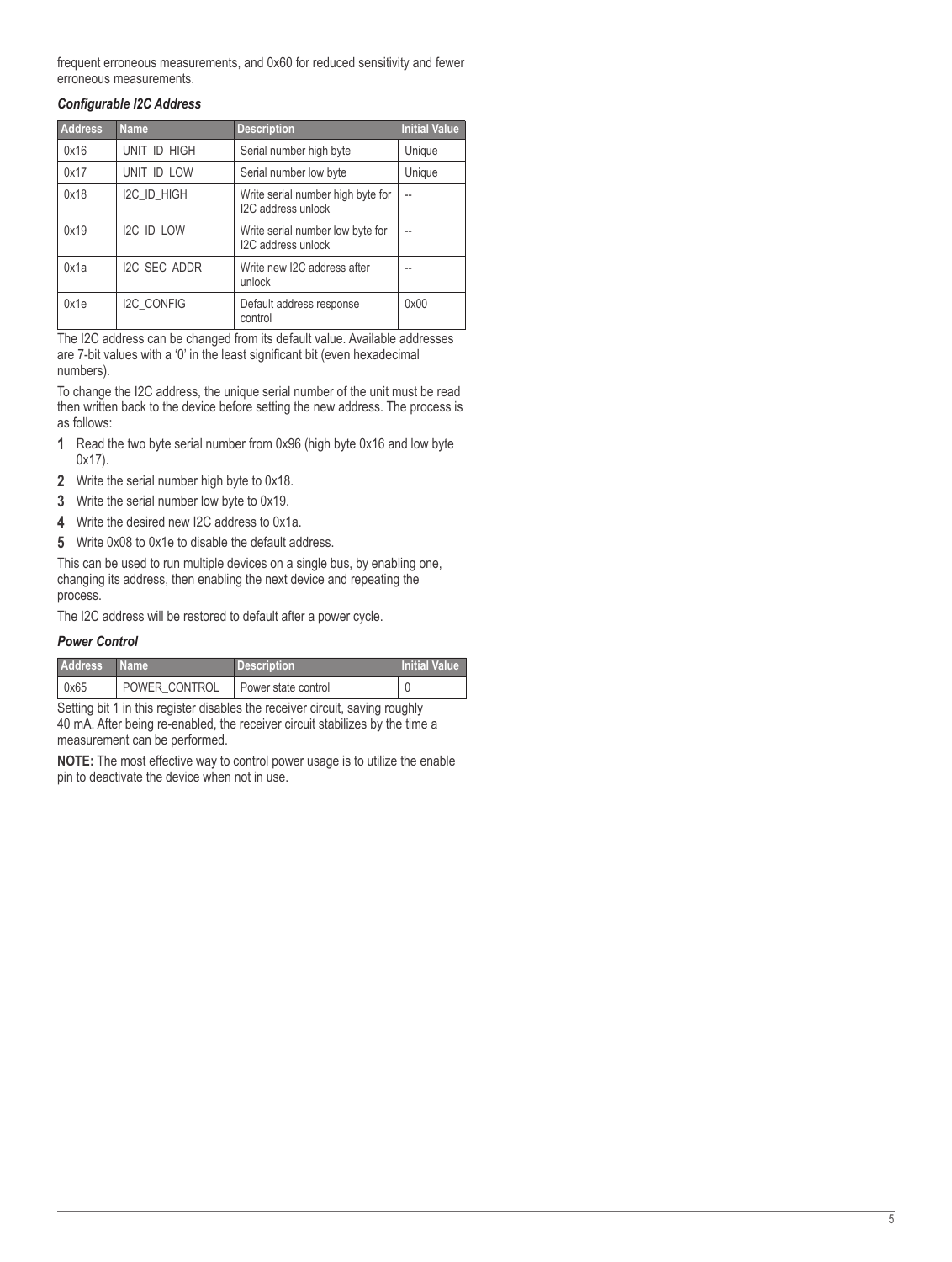frequent erroneous measurements, and 0x60 for reduced sensitivity and fewer erroneous measurements.

#### *Configurable I2C Address*

| Address | Name | Description | Initial Value |
| --- | --- | --- | --- |
| 0x16 | UNIT_ID_HIGH | Serial number high byte | Unique |
| 0x17 | UNIT_ID_LOW | Serial number low byte | Unique |
| 0x18 | I2C_ID_HIGH | Write serial number high byte for I2C address unlock | -- |
| 0x19 | I2C_ID_LOW | Write serial number low byte for I2C address unlock | -- |
| 0x1a | I2C_SEC_ADDR | Write new I2C address after unlock | -- |
| 0x1e | I2C_CONFIG | Default address response control | 0x00 |

The I2C address can be changed from its default value. Available addresses are 7-bit values with a '0' in the least significant bit (even hexadecimal numbers).

To change the I2C address, the unique serial number of the unit must be read then written back to the device before setting the new address. The process is as follows:

1. Read the two byte serial number from 0x96 (high byte 0x16 and low byte 0x17).
2. Write the serial number high byte to 0x18.
3. Write the serial number low byte to 0x19.
4. Write the desired new I2C address to 0x1a.
5. Write 0x08 to 0x1e to disable the default address.

This can be used to run multiple devices on a single bus, by enabling one, changing its address, then enabling the next device and repeating the process.

The I2C address will be restored to default after a power cycle.

#### *Power Control*

| Address | Name | Description | Initial Value |
| --- | --- | --- | --- |
| 0x65 | POWER_CONTROL | Power state control | 0 |

Setting bit 1 in this register disables the receiver circuit, saving roughly 40 mA. After being re-enabled, the receiver circuit stabilizes by the time a measurement can be performed.

**NOTE:** The most effective way to control power usage is to utilize the enable pin to deactivate the device when not in use.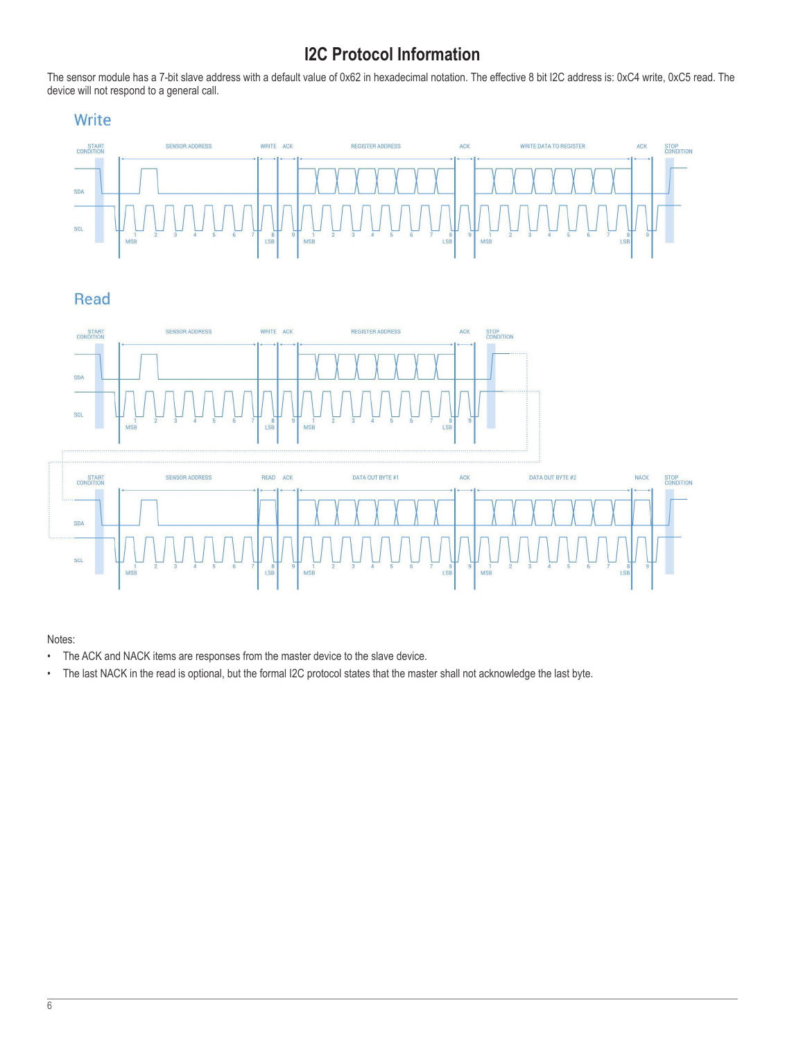# I2C Protocol Information

The sensor module has a 7-bit slave address with a default value of 0x62 in hexadecimal notation. The effective 8 bit I2C address is: 0xC4 write, 0xC5 read. The device will not respond to a general call.

## Write

START CONDITION | SENSOR ADDRESS | WRITE | ACK | REGISTER ADDRESS | ACK | WRITE DATA TO REGISTER | ACK | STOP CONDITION

SDA

SCL

1 MSB 2 3 4 5 6 7 8 LSB 9 1 MSB 2 3 4 5 6 7 8 LSB 9 1 MSB 2 3 4 5 6 7 8 LSB 9

## Read

START CONDITION | SENSOR ADDRESS | WRITE | ACK | REGISTER ADDRESS | ACK | STOP CONDITION

SDA

SCL

1 MSB 2 3 4 5 6 7 8 LSB 9 1 MSB 2 3 4 5 6 7 8 LSB 9

START CONDITION | SENSOR ADDRESS | READ | ACK | DATA OUT BYTE #1 | ACK | DATA OUT BYTE #2 | NACK | STOP CONDITION

SDA

SCL

1 MSB 2 3 4 5 6 7 8 LSB 9 1 MSB 2 3 4 5 6 7 8 LSB 9 1 MSB 2 3 4 5 6 7 8 LSB 9

Notes:

- The ACK and NACK items are responses from the master device to the slave device.
- The last NACK in the read is optional, but the formal I2C protocol states that the master shall not acknowledge the last byte.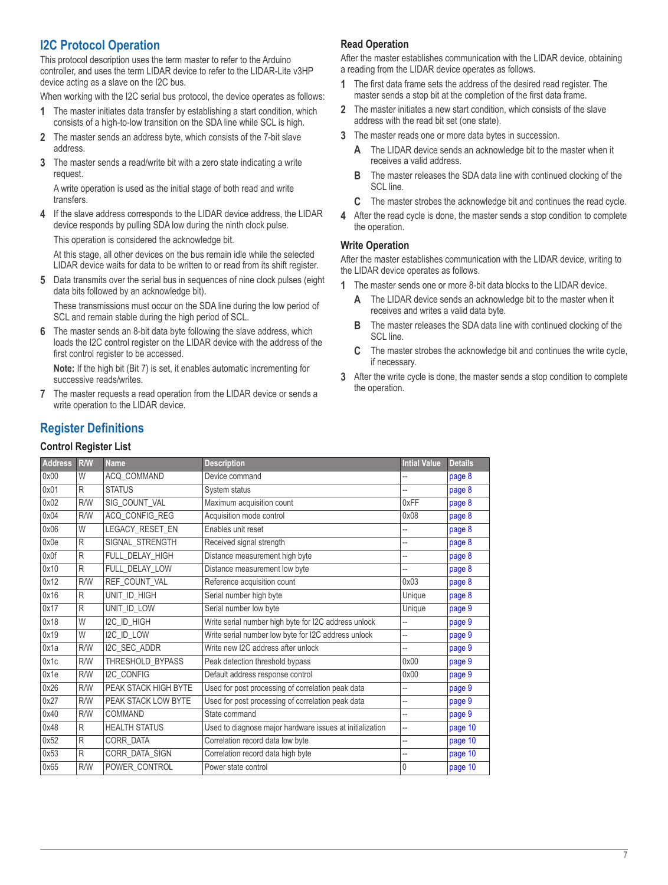## I2C Protocol Operation

This protocol description uses the term master to refer to the Arduino controller, and uses the term LIDAR device to refer to the LIDAR-Lite v3HP device acting as a slave on the I2C bus.

When working with the I2C serial bus protocol, the device operates as follows:

1. The master initiates data transfer by establishing a start condition, which consists of a high-to-low transition on the SDA line while SCL is high.
2. The master sends an address byte, which consists of the 7-bit slave address.
3. The master sends a read/write bit with a zero state indicating a write request.

   A write operation is used as the initial stage of both read and write transfers.
4. If the slave address corresponds to the LIDAR device address, the LIDAR device responds by pulling SDA low during the ninth clock pulse.

   This operation is considered the acknowledge bit.

   At this stage, all other devices on the bus remain idle while the selected LIDAR device waits for data to be written to or read from its shift register.
5. Data transmits over the serial bus in sequences of nine clock pulses (eight data bits followed by an acknowledge bit).

   These transmissions must occur on the SDA line during the low period of SCL and remain stable during the high period of SCL.
6. The master sends an 8-bit data byte following the slave address, which loads the I2C control register on the LIDAR device with the address of the first control register to be accessed.

   **Note:** If the high bit (Bit 7) is set, it enables automatic incrementing for successive reads/writes.
7. The master requests a read operation from the LIDAR device or sends a write operation to the LIDAR device.

### Read Operation

After the master establishes communication with the LIDAR device, obtaining a reading from the LIDAR device operates as follows.

1. The first data frame sets the address of the desired read register. The master sends a stop bit at the completion of the first data frame.
2. The master initiates a new start condition, which consists of the slave address with the read bit set (one state).
3. The master reads one or more data bytes in succession.
   - A. The LIDAR device sends an acknowledge bit to the master when it receives a valid address.
   - B. The master releases the SDA data line with continued clocking of the SCL line.
   - C. The master strobes the acknowledge bit and continues the read cycle.
4. After the read cycle is done, the master sends a stop condition to complete the operation.

### Write Operation

After the master establishes communication with the LIDAR device, writing to the LIDAR device operates as follows.

1. The master sends one or more 8-bit data blocks to the LIDAR device.
   - A. The LIDAR device sends an acknowledge bit to the master when it receives and writes a valid data byte.
   - B. The master releases the SDA data line with continued clocking of the SCL line.
   - C. The master strobes the acknowledge bit and continues the write cycle, if necessary.
3. After the write cycle is done, the master sends a stop condition to complete the operation.

## Register Definitions

### Control Register List

| Address | R/W | Name | Description | Intial Value | Details |
|---|---|---|---|---|---|
| 0x00 | W | ACQ_COMMAND | Device command | -- | page 8 |
| 0x01 | R | STATUS | System status | -- | page 8 |
| 0x02 | R/W | SIG_COUNT_VAL | Maximum acquisition count | 0xFF | page 8 |
| 0x04 | R/W | ACQ_CONFIG_REG | Acquisition mode control | 0x08 | page 8 |
| 0x06 | W | LEGACY_RESET_EN | Enables unit reset | | page 8 |
| 0x0e | R | SIGNAL_STRENGTH | Received signal strength | -- | page 8 |
| 0x0f | R | FULL_DELAY_HIGH | Distance measurement high byte | -- | page 8 |
| 0x10 | R | FULL_DELAY_LOW | Distance measurement low byte | -- | page 8 |
| 0x12 | R/W | REF_COUNT_VAL | Reference acquisition count | 0x03 | page 8 |
| 0x16 | R | UNIT_ID_HIGH | Serial number high byte | Unique | page 8 |
| 0x17 | R | UNIT_ID_LOW | Serial number low byte | Unique | page 9 |
| 0x18 | W | I2C_ID_HIGH | Write serial number high byte for I2C address unlock | -- | page 9 |
| 0x19 | W | I2C_ID_LOW | Write serial number low byte for I2C address unlock | -- | page 9 |
| 0x1a | R/W | I2C_SEC_ADDR | Write new I2C address after unlock | -- | page 9 |
| 0x1c | R/W | THRESHOLD_BYPASS | Peak detection threshold bypass | 0x00 | page 9 |
| 0x1e | R/W | I2C_CONFIG | Default address response control | 0x00 | page 9 |
| 0x26 | R/W | PEAK STACK HIGH BYTE | Used for post processing of correlation peak data | -- | page 9 |
| 0x27 | R/W | PEAK STACK LOW BYTE | Used for post processing of correlation peak data | -- | page 9 |
| 0x40 | R/W | COMMAND | State command | -- | page 9 |
| 0x48 | R | HEALTH STATUS | Used to diagnose major hardware issues at initialization | -- | page 10 |
| 0x52 | R | CORR_DATA | Correlation record data low byte | -- | page 10 |
| 0x53 | R | CORR_DATA_SIGN | Correlation record data high byte | -- | page 10 |
| 0x65 | R/W | POWER_CONTROL | Power state control | 0 | page 10 |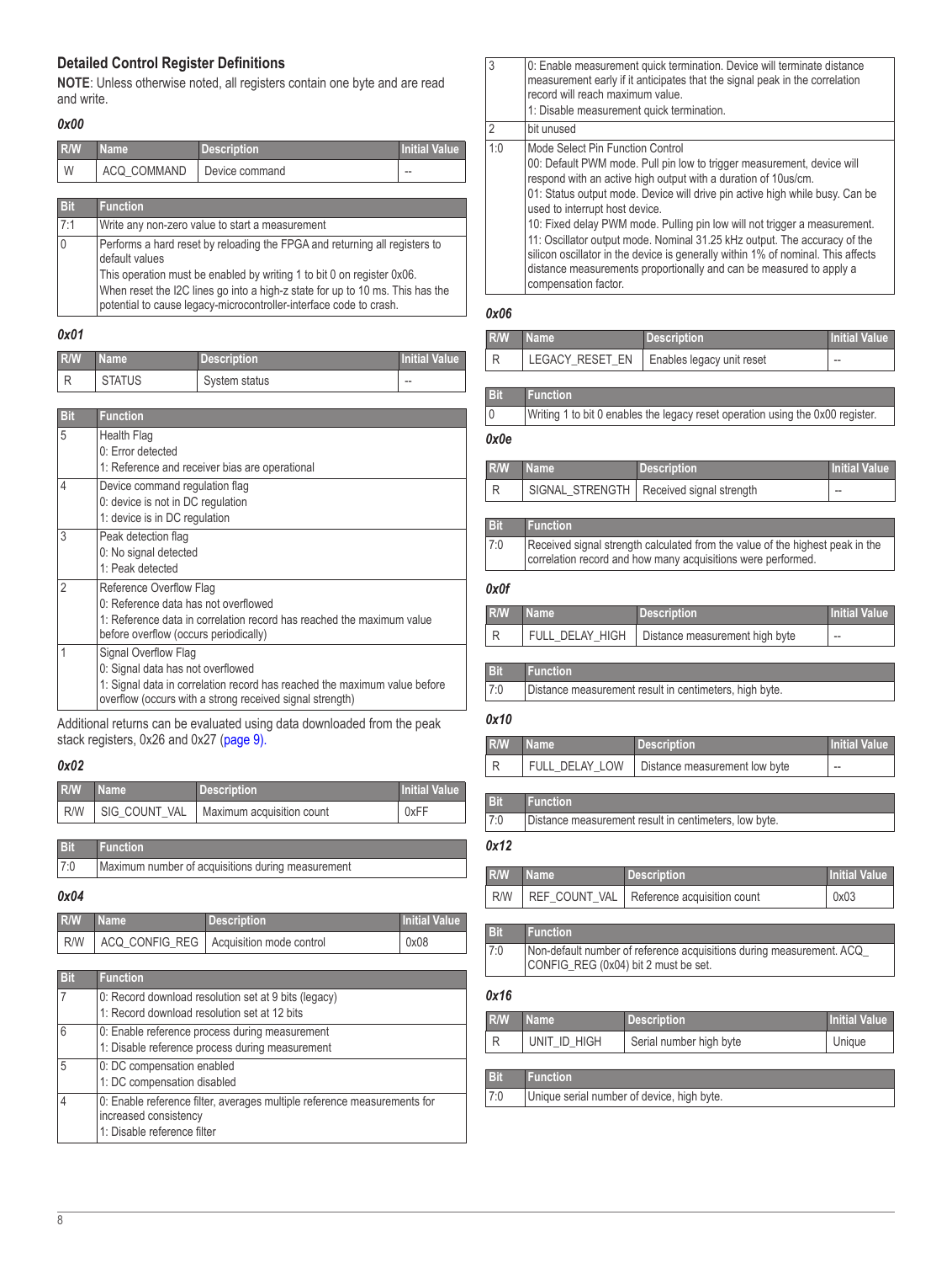## Detailed Control Register Definitions

**NOTE**: Unless otherwise noted, all registers contain one byte and are read and write.

### *0x00*

| R/W | Name | Description | Initial Value |
|---|---|---|---|
| W | ACQ_COMMAND | Device command | -- |

| Bit | Function |
|---|---|
| 7:1 | Write any non-zero value to start a measurement |
| 0 | Performs a hard reset by reloading the FPGA and returning all registers to default values<br>This operation must be enabled by writing 1 to bit 0 on register 0x06.<br>When reset the I2C lines go into a high-z state for up to 10 ms. This has the potential to cause legacy-microcontroller-interface code to crash. |

### *0x01*

| R/W | Name | Description | Initial Value |
|---|---|---|---|
| R | STATUS | System status | -- |

| Bit | Function |
|---|---|
| 5 | Health Flag<br>0: Error detected<br>1: Reference and receiver bias are operational |
| 4 | Device command regulation flag<br>0: device is not in DC regulation<br>1: device is in DC regulation |
| 3 | Peak detection flag<br>0: No signal detected<br>1: Peak detected |
| 2 | Reference Overflow Flag<br>0: Reference data has not overflowed<br>1: Reference data in correlation record has reached the maximum value before overflow (occurs periodically) |
| 1 | Signal Overflow Flag<br>0: Signal data has not overflowed<br>1: Signal data in correlation record has reached the maximum value before overflow (occurs with a strong received signal strength) |

Additional returns can be evaluated using data downloaded from the peak stack registers, 0x26 and 0x27 (page 9).

### *0x02*

| R/W | Name | Description | Initial Value |
|---|---|---|---|
| R/W | SIG_COUNT_VAL | Maximum acquisition count | 0xFF |

| Bit | Function |
|---|---|
| 7:0 | Maximum number of acquisitions during measurement |

### *0x04*

| R/W | Name | Description | Initial Value |
|---|---|---|---|
| R/W | ACQ_CONFIG_REG | Acquisition mode control | 0x08 |

| Bit | Function |
|---|---|
| 7 | 0: Record download resolution set at 9 bits (legacy)<br>1: Record download resolution set at 12 bits |
| 6 | 0: Enable reference process during measurement<br>1: Disable reference process during measurement |
| 5 | 0: DC compensation enabled<br>1: DC compensation disabled |
| 4 | 0: Enable reference filter, averages multiple reference measurements for increased consistency<br>1: Disable reference filter |
| 3 | 0: Enable measurement quick termination. Device will terminate distance measurement early if it anticipates that the signal peak in the correlation record will reach maximum value.<br>1: Disable measurement quick termination. |
| 2 | bit unused |
| 1:0 | Mode Select Pin Function Control<br>00: Default PWM mode. Pull pin low to trigger measurement, device will respond with an active high output with a duration of 10us/cm.<br>01: Status output mode. Device will drive pin active high while busy. Can be used to interrupt host device.<br>10: Fixed delay PWM mode. Pulling pin low will not trigger a measurement.<br>11: Oscillator output mode. Nominal 31.25 kHz output. The accuracy of the silicon oscillator in the device is generally within 1% of nominal. This affects distance measurements proportionally and can be measured to apply a compensation factor. |

### *0x06*

| R/W | Name | Description | Initial Value |
|---|---|---|---|
| R | LEGACY_RESET_EN | Enables legacy unit reset | -- |

| Bit | Function |
|---|---|
| 0 | Writing 1 to bit 0 enables the legacy reset operation using the 0x00 register. |

### *0x0e*

| R/W | Name | Description | Initial Value |
|---|---|---|---|
| R | SIGNAL_STRENGTH | Received signal strength | -- |

| Bit | Function |
|---|---|
| 7:0 | Received signal strength calculated from the value of the highest peak in the correlation record and how many acquisitions were performed. |

### *0x0f*

| R/W | Name | Description | Initial Value |
|---|---|---|---|
| R | FULL_DELAY_HIGH | Distance measurement high byte | -- |

| Bit | Function |
|---|---|
| 7:0 | Distance measurement result in centimeters, high byte. |

### *0x10*

| R/W | Name | Description | Initial Value |
|---|---|---|---|
| R | FULL_DELAY_LOW | Distance measurement low byte | -- |

| Bit | Function |
|---|---|
| 7:0 | Distance measurement result in centimeters, low byte. |

### *0x12*

| R/W | Name | Description | Initial Value |
|---|---|---|---|
| R/W | REF_COUNT_VAL | Reference acquisition count | 0x03 |

| Bit | Function |
|---|---|
| 7:0 | Non-default number of reference acquisitions during measurement. ACQ_CONFIG_REG (0x04) bit 2 must be set. |

### *0x16*

| R/W | Name | Description | Initial Value |
|---|---|---|---|
| R | UNIT_ID_HIGH | Serial number high byte | Unique |

| Bit | Function |
|---|---|
| 7:0 | Unique serial number of device, high byte. |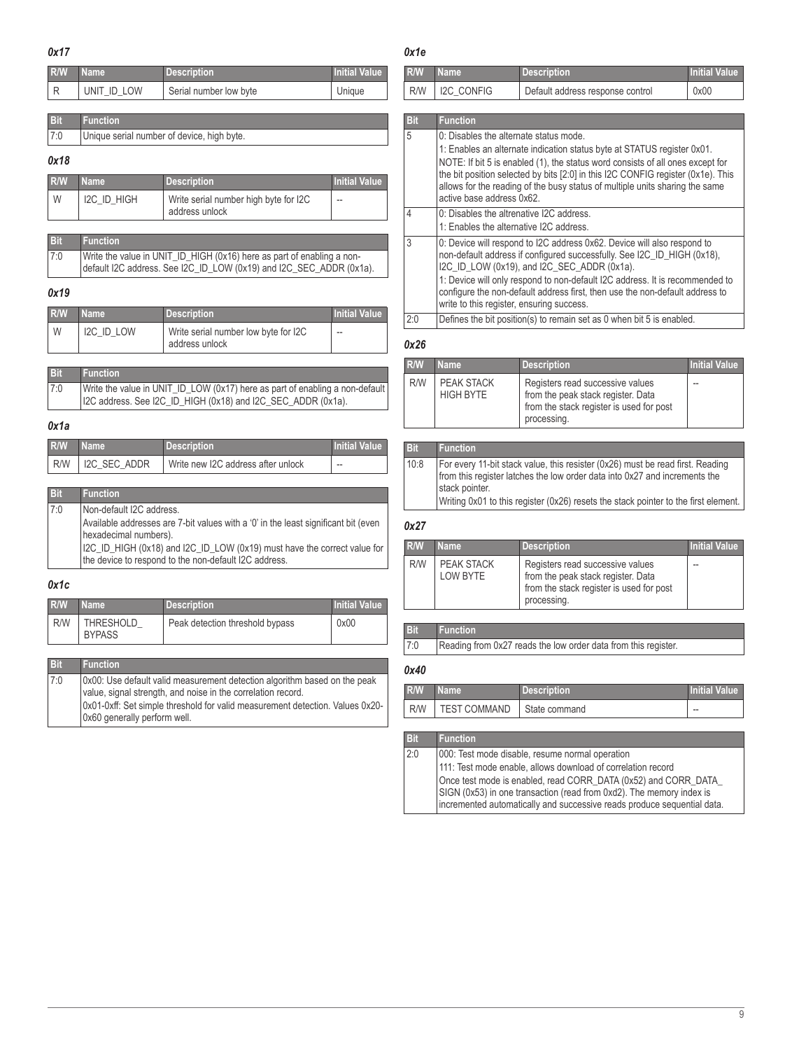### *0x17*

| R/W | Name | Description | Initial Value |
|---|---|---|---|
| R | UNIT_ID_LOW | Serial number low byte | Unique |

| Bit | Function |
|---|---|
| 7:0 | Unique serial number of device, high byte. |

### *0x18*

| R/W | Name | Description | Initial Value |
|---|---|---|---|
| W | I2C_ID_HIGH | Write serial number high byte for I2C address unlock | -- |

| Bit | Function |
|---|---|
| 7:0 | Write the value in UNIT_ID_HIGH (0x16) here as part of enabling a non-default I2C address. See I2C_ID_LOW (0x19) and I2C_SEC_ADDR (0x1a). |

### *0x19*

| R/W | Name | Description | Initial Value |
|---|---|---|---|
| W | I2C_ID_LOW | Write serial number low byte for I2C address unlock | -- |

| Bit | Function |
|---|---|
| 7:0 | Write the value in UNIT_ID_LOW (0x17) here as part of enabling a non-default I2C address. See I2C_ID_HIGH (0x18) and I2C_SEC_ADDR (0x1a). |

### *0x1a*

| R/W | Name | Description | Initial Value |
|---|---|---|---|
| R/W | I2C_SEC_ADDR | Write new I2C address after unlock | -- |

| Bit | Function |
|---|---|
| 7:0 | Non-default I2C address.<br>Available addresses are 7-bit values with a '0' in the least significant bit (even hexadecimal numbers).<br>I2C_ID_HIGH (0x18) and I2C_ID_LOW (0x19) must have the correct value for the device to respond to the non-default I2C address. |

### *0x1c*

| R/W | Name | Description | Initial Value |
|---|---|---|---|
| R/W | THRESHOLD_BYPASS | Peak detection threshold bypass | 0x00 |

| Bit | Function |
|---|---|
| 7:0 | 0x00: Use default valid measurement detection algorithm based on the peak value, signal strength, and noise in the correlation record.<br>0x01-0xff: Set simple threshold for valid measurement detection. Values 0x20-0x60 generally perform well. |

### *0x1e*

| R/W | Name | Description | Initial Value |
|---|---|---|---|
| R/W | I2C_CONFIG | Default address response control | 0x00 |

| Bit | Function |
|---|---|
| 5 | 0: Disables the alternate status mode.<br>1: Enables an alternate indication status byte at STATUS register 0x01.<br>NOTE: If bit 5 is enabled (1), the status word consists of all ones except for the bit position selected by bits [2:0] in this I2C CONFIG register (0x1e). This allows for the reading of the busy status of multiple units sharing the same active base address 0x62. |
| 4 | 0: Disables the altrenative I2C address.<br>1: Enables the alternative I2C address. |
| 3 | 0: Device will respond to I2C address 0x62. Device will also respond to non-default address if configured successfully. See I2C_ID_HIGH (0x18), I2C_ID_LOW (0x19), and I2C_SEC_ADDR (0x1a).<br>1: Device will only respond to non-default I2C address. It is recommended to configure the non-default address first, then use the non-default address to write to this register, ensuring success. |
| 2:0 | Defines the bit position(s) to remain set as 0 when bit 5 is enabled. |

### *0x26*

| R/W | Name | Description | Initial Value |
|---|---|---|---|
| R/W | PEAK STACK HIGH BYTE | Registers read successive values from the peak stack register. Data from the stack register is used for post processing. | -- |

| Bit | Function |
|---|---|
| 10:8 | For every 11-bit stack value, this resister (0x26) must be read first. Reading from this register latches the low order data into 0x27 and increments the stack pointer.<br>Writing 0x01 to this register (0x26) resets the stack pointer to the first element. |

### *0x27*

| R/W | Name | Description | Initial Value |
|---|---|---|---|
| R/W | PEAK STACK LOW BYTE | Registers read successive values from the peak stack register. Data from the stack register is used for post processing. | -- |

| Bit | Function |
|---|---|
| 7:0 | Reading from 0x27 reads the low order data from this register. |

### *0x40*

| R/W | Name | Description | Initial Value |
|---|---|---|---|
| R/W | TEST COMMAND | State command | -- |

| Bit | Function |
|---|---|
| 2:0 | 000: Test mode disable, resume normal operation<br>111: Test mode enable, allows download of correlation record<br>Once test mode is enabled, read CORR_DATA (0x52) and CORR_DATA_SIGN (0x53) in one transaction (read from 0xd2). The memory index is incremented automatically and successive reads produce sequential data. |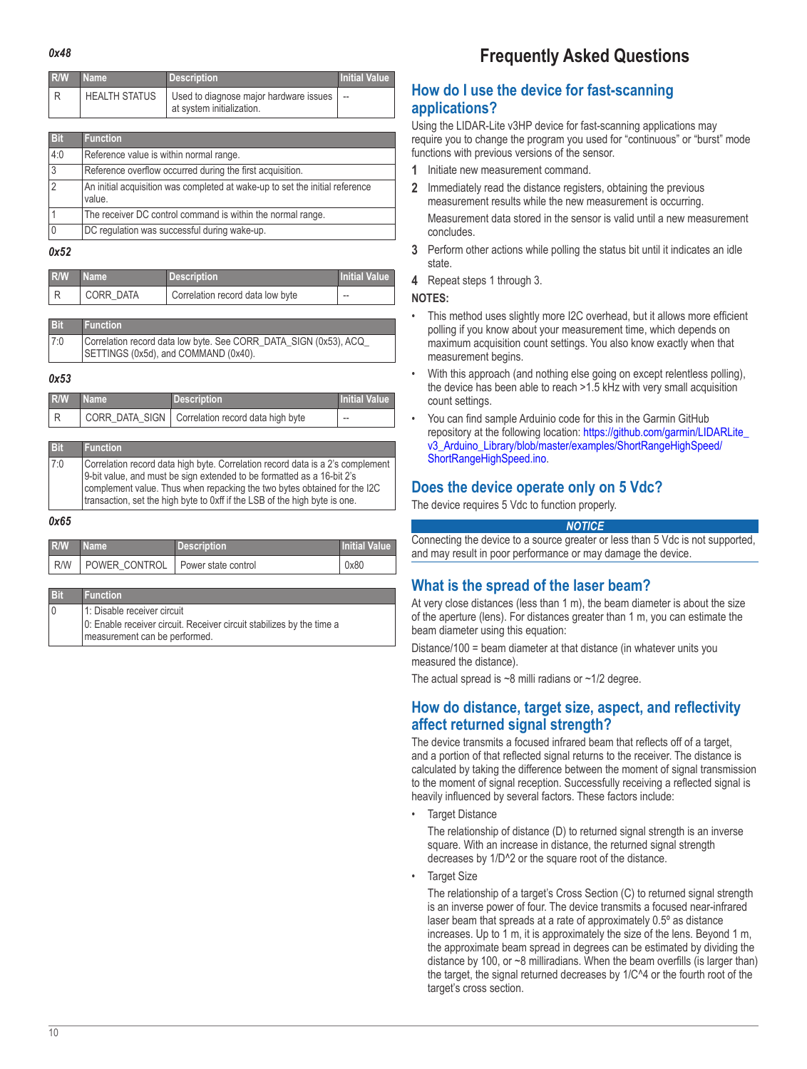**0x48**

| R/W | Name | Description | Initial Value |
|---|---|---|---|
| R | HEALTH STATUS | Used to diagnose major hardware issues at system initialization. | -- |

| Bit | Function |
|---|---|
| 4:0 | Reference value is within normal range. |
| 3 | Reference overflow occurred during the first acquisition. |
| 2 | An initial acquisition was completed at wake-up to set the initial reference value. |
| 1 | The receiver DC control command is within the normal range. |
| 0 | DC regulation was successful during wake-up. |

**0x52**

| R/W | Name | Description | Initial Value |
|---|---|---|---|
| R | CORR_DATA | Correlation record data low byte | -- |

| Bit | Function |
|---|---|
| 7:0 | Correlation record data low byte. See CORR_DATA_SIGN (0x53), ACQ_SETTINGS (0x5d), and COMMAND (0x40). |

**0x53**

| R/W | Name | Description | Initial Value |
|---|---|---|---|
| R | CORR_DATA_SIGN | Correlation record data high byte | -- |

| Bit | Function |
|---|---|
| 7:0 | Correlation record data high byte. Correlation record data is a 2's complement 9-bit value, and must be sign extended to be formatted as a 16-bit 2's complement value. Thus when repacking the two bytes obtained for the I2C transaction, set the high byte to 0xff if the LSB of the high byte is one. |

**0x65**

| R/W | Name | Description | Initial Value |
|---|---|---|---|
| R/W | POWER_CONTROL | Power state control | 0x80 |

| Bit | Function |
|---|---|
| 0 | 1: Disable receiver circuit<br>0: Enable receiver circuit. Receiver circuit stabilizes by the time a measurement can be performed. |

# Frequently Asked Questions

## How do I use the device for fast-scanning applications?

Using the LIDAR-Lite v3HP device for fast-scanning applications may require you to change the program you used for "continuous" or "burst" mode functions with previous versions of the sensor.

1. Initiate new measurement command.
2. Immediately read the distance registers, obtaining the previous measurement results while the new measurement is occurring.

   Measurement data stored in the sensor is valid until a new measurement concludes.
3. Perform other actions while polling the status bit until it indicates an idle state.
4. Repeat steps 1 through 3.

**NOTES:**

- This method uses slightly more I2C overhead, but it allows more efficient polling if you know about your measurement time, which depends on maximum acquisition count settings. You also know exactly when that measurement begins.
- With this approach (and nothing else going on except relentless polling), the device has been able to reach >1.5 kHz with very small acquisition count settings.
- You can find sample Arduinio code for this in the Garmin GitHub repository at the following location: https://github.com/garmin/LIDARLite_v3_Arduino_Library/blob/master/examples/ShortRangeHighSpeed/ShortRangeHighSpeed.ino.

## Does the device operate only on 5 Vdc?

The device requires 5 Vdc to function properly.

***NOTICE***

Connecting the device to a source greater or less than 5 Vdc is not supported, and may result in poor performance or may damage the device.

## What is the spread of the laser beam?

At very close distances (less than 1 m), the beam diameter is about the size of the aperture (lens). For distances greater than 1 m, you can estimate the beam diameter using this equation:

Distance/100 = beam diameter at that distance (in whatever units you measured the distance).

The actual spread is ~8 milli radians or ~1/2 degree.

## How do distance, target size, aspect, and reflectivity affect returned signal strength?

The device transmits a focused infrared beam that reflects off of a target, and a portion of that reflected signal returns to the receiver. The distance is calculated by taking the difference between the moment of signal transmission to the moment of signal reception. Successfully receiving a reflected signal is heavily influenced by several factors. These factors include:

- Target Distance

  The relationship of distance (D) to returned signal strength is an inverse square. With an increase in distance, the returned signal strength decreases by 1/D^2 or the square root of the distance.
- Target Size

  The relationship of a target's Cross Section (C) to returned signal strength is an inverse power of four. The device transmits a focused near-infrared laser beam that spreads at a rate of approximately 0.5º as distance increases. Up to 1 m, it is approximately the size of the lens. Beyond 1 m, the approximate beam spread in degrees can be estimated by dividing the distance by 100, or ~8 milliradians. When the beam overfills (is larger than) the target, the signal returned decreases by 1/C^4 or the fourth root of the target's cross section.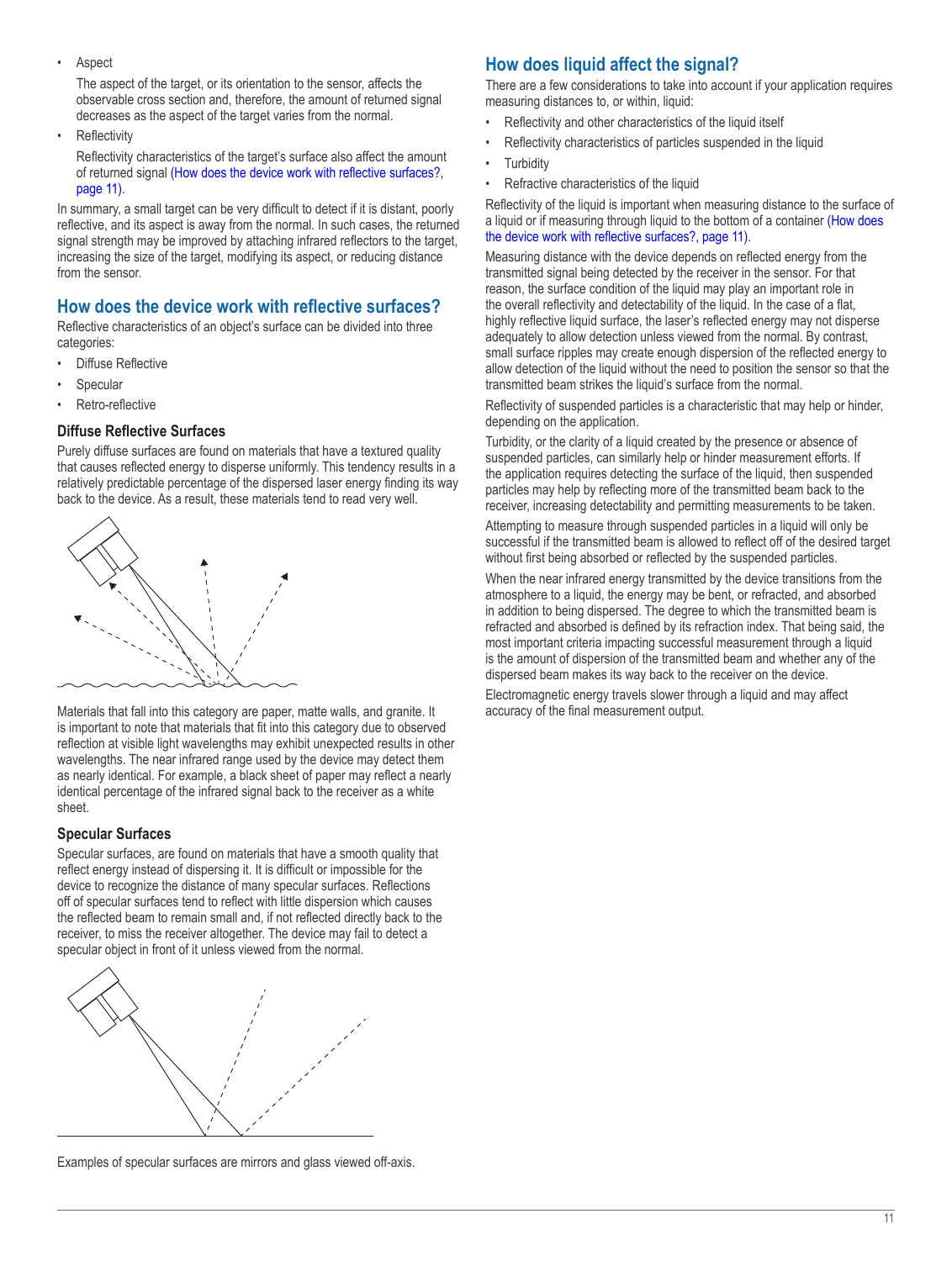- Aspect

  The aspect of the target, or its orientation to the sensor, affects the observable cross section and, therefore, the amount of returned signal decreases as the aspect of the target varies from the normal.

- Reflectivity

  Reflectivity characteristics of the target's surface also affect the amount of returned signal (How does the device work with reflective surfaces?, page 11).

In summary, a small target can be very difficult to detect if it is distant, poorly reflective, and its aspect is away from the normal. In such cases, the returned signal strength may be improved by attaching infrared reflectors to the target, increasing the size of the target, modifying its aspect, or reducing distance from the sensor.

## How does the device work with reflective surfaces?

Reflective characteristics of an object's surface can be divided into three categories:

- Diffuse Reflective
- Specular
- Retro-reflective

### Diffuse Reflective Surfaces

Purely diffuse surfaces are found on materials that have a textured quality that causes reflected energy to disperse uniformly. This tendency results in a relatively predictable percentage of the dispersed laser energy finding its way back to the device. As a result, these materials tend to read very well.

Materials that fall into this category are paper, matte walls, and granite. It is important to note that materials that fit into this category due to observed reflection at visible light wavelengths may exhibit unexpected results in other wavelengths. The near infrared range used by the device may detect them as nearly identical. For example, a black sheet of paper may reflect a nearly identical percentage of the infrared signal back to the receiver as a white sheet.

### Specular Surfaces

Specular surfaces, are found on materials that have a smooth quality that reflect energy instead of dispersing it. It is difficult or impossible for the device to recognize the distance of many specular surfaces. Reflections off of specular surfaces tend to reflect with little dispersion which causes the reflected beam to remain small and, if not reflected directly back to the receiver, to miss the receiver altogether. The device may fail to detect a specular object in front of it unless viewed from the normal.

Examples of specular surfaces are mirrors and glass viewed off-axis.

## How does liquid affect the signal?

There are a few considerations to take into account if your application requires measuring distances to, or within, liquid:

- Reflectivity and other characteristics of the liquid itself
- Reflectivity characteristics of particles suspended in the liquid
- Turbidity
- Refractive characteristics of the liquid

Reflectivity of the liquid is important when measuring distance to the surface of a liquid or if measuring through liquid to the bottom of a container (How does the device work with reflective surfaces?, page 11).

Measuring distance with the device depends on reflected energy from the transmitted signal being detected by the receiver in the sensor. For that reason, the surface condition of the liquid may play an important role in the overall reflectivity and detectability of the liquid. In the case of a flat, highly reflective liquid surface, the laser's reflected energy may not disperse adequately to allow detection unless viewed from the normal. By contrast, small surface ripples may create enough dispersion of the reflected energy to allow detection of the liquid without the need to position the sensor so that the transmitted beam strikes the liquid's surface from the normal.

Reflectivity of suspended particles is a characteristic that may help or hinder, depending on the application.

Turbidity, or the clarity of a liquid created by the presence or absence of suspended particles, can similarly help or hinder measurement efforts. If the application requires detecting the surface of the liquid, then suspended particles may help by reflecting more of the transmitted beam back to the receiver, increasing detectability and permitting measurements to be taken.

Attempting to measure through suspended particles in a liquid will only be successful if the transmitted beam is allowed to reflect off of the desired target without first being absorbed or reflected by the suspended particles.

When the near infrared energy transmitted by the device transitions from the atmosphere to a liquid, the energy may be bent, or refracted, and absorbed in addition to being dispersed. The degree to which the transmitted beam is refracted and absorbed is defined by its refraction index. That being said, the most important criteria impacting successful measurement through a liquid is the amount of dispersion of the transmitted beam and whether any of the dispersed beam makes its way back to the receiver on the device.

Electromagnetic energy travels slower through a liquid and may affect accuracy of the final measurement output.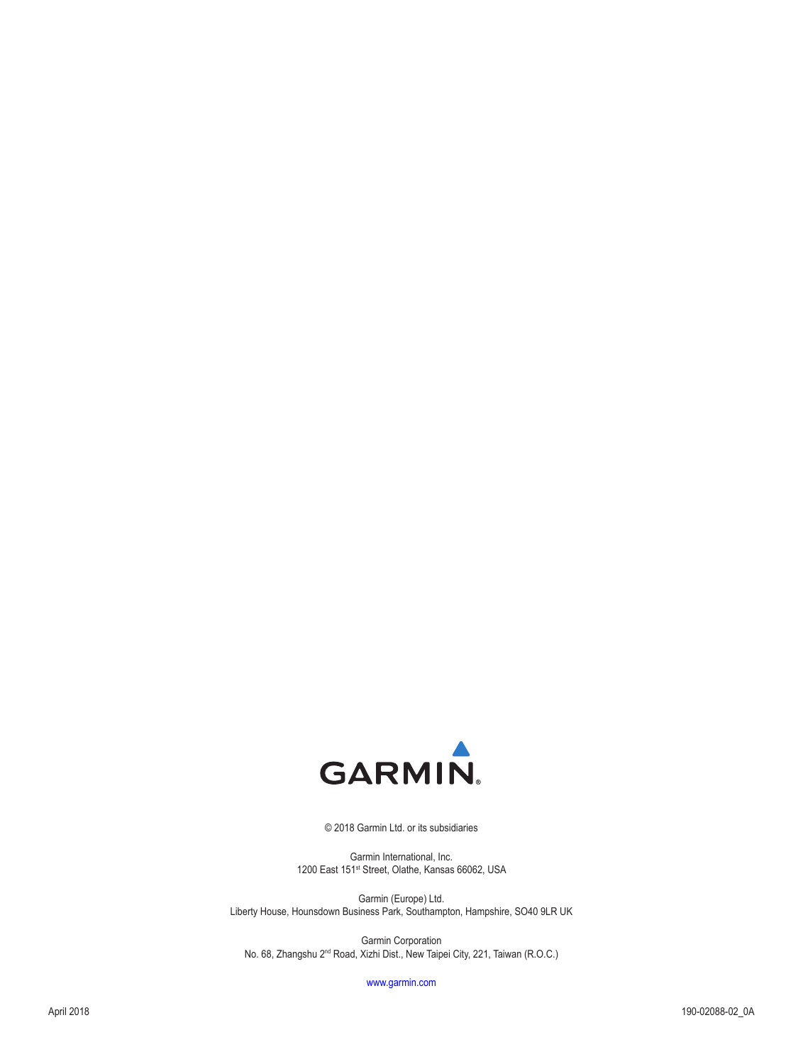GARMIN

© 2018 Garmin Ltd. or its subsidiaries

Garmin International, Inc.
1200 East 151st Street, Olathe, Kansas 66062, USA

Garmin (Europe) Ltd.
Liberty House, Hounsdown Business Park, Southampton, Hampshire, SO40 9LR UK

Garmin Corporation
No. 68, Zhangshu 2nd Road, Xizhi Dist., New Taipei City, 221, Taiwan (R.O.C.)

www.garmin.com

April 2018

190-02088-02_0A